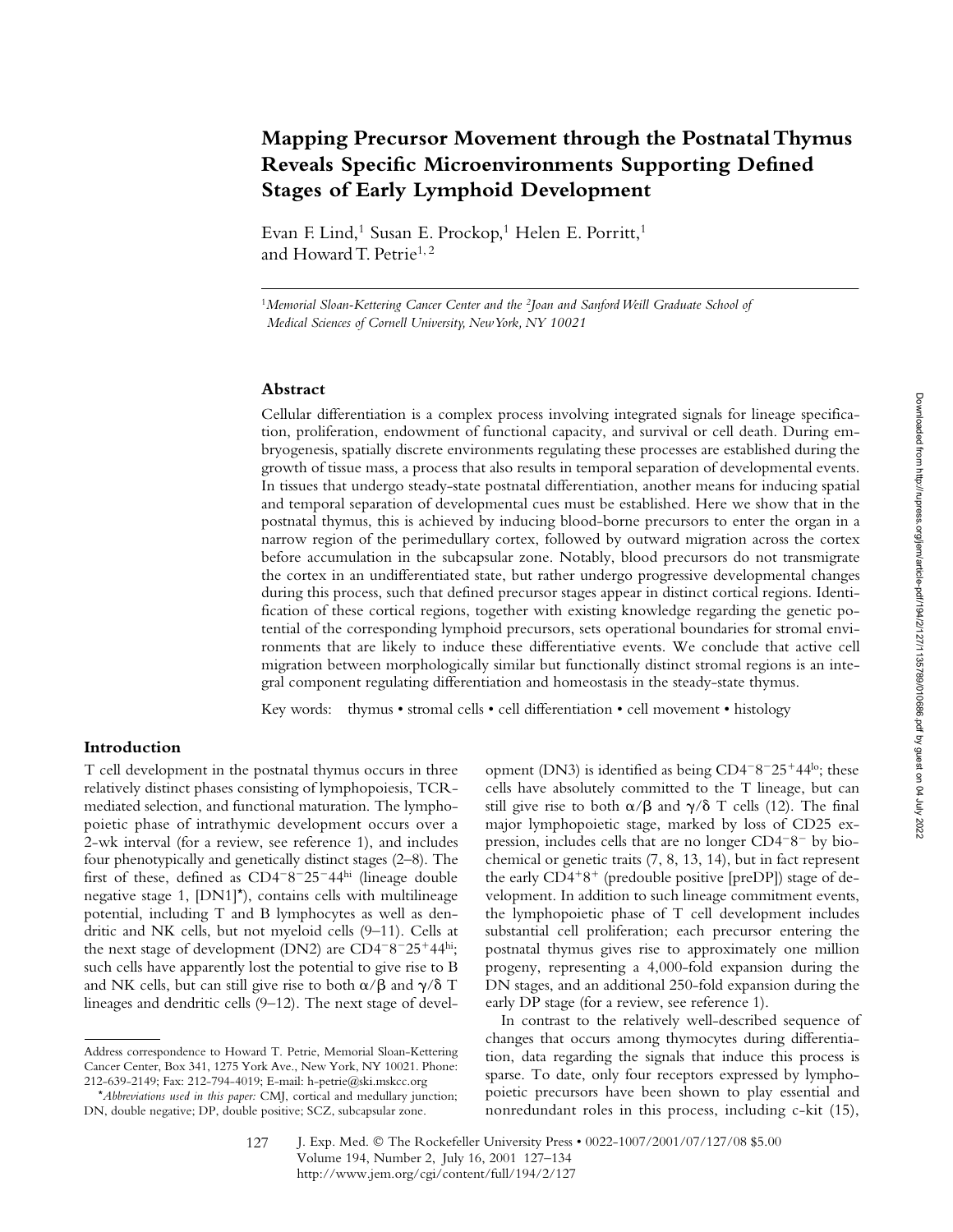# Mapping Precursor Movement through the Postnatal Thymus Reveals Specific Microenvironments Supporting Defined Stages of Early Lymphoid Development

Evan F. Lind,[1] Susan E. Prockop,[1] Helen E. Porritt,[1] and Howard T. Petrie[1,2]

[1]*Memorial Sloan-Kettering Cancer Center and the* [2]*Joan and Sanford Weill Graduate School of Medical Sciences of Cornell University, New York, NY 10021*

## Abstract

Cellular differentiation is a complex process involving integrated signals for lineage specification, proliferation, endowment of functional capacity, and survival or cell death. During embryogenesis, spatially discrete environments regulating these processes are established during the growth of tissue mass, a process that also results in temporal separation of developmental events. In tissues that undergo steady-state postnatal differentiation, another means for inducing spatial and temporal separation of developmental cues must be established. Here we show that in the postnatal thymus, this is achieved by inducing blood-borne precursors to enter the organ in a narrow region of the perimedullary cortex, followed by outward migration across the cortex before accumulation in the subcapsular zone. Notably, blood precursors do not transmigrate the cortex in an undifferentiated state, but rather undergo progressive developmental changes during this process, such that defined precursor stages appear in distinct cortical regions. Identification of these cortical regions, together with existing knowledge regarding the genetic potential of the corresponding lymphoid precursors, sets operational boundaries for stromal environments that are likely to induce these differentiative events. We conclude that active cell migration between morphologically similar but functionally distinct stromal regions is an integral component regulating differentiation and homeostasis in the steady-state thymus.

Key words: thymus • stromal cells • cell differentiation • cell movement • histology

## Introduction

T cell development in the postnatal thymus occurs in three relatively distinct phases consisting of lymphopoiesis, TCR-mediated selection, and functional maturation. The lymphopoietic phase of intrathymic development occurs over a 2-wk interval (for a review, see reference 1), and includes four phenotypically and genetically distinct stages (2–8). The first of these, defined as $CD4^-8^-25^-44^{hi}$ (lineage double negative stage 1, [DN1]*), contains cells with multilineage potential, including T and B lymphocytes as well as dendritic and NK cells, but not myeloid cells (9–11). Cells at the next stage of development (DN2) are $CD4^-8^-25^+44^{hi}$; such cells have apparently lost the potential to give rise to B and NK cells, but can still give rise to both $\alpha/\beta$ and $\gamma/\delta$ T lineages and dendritic cells (9–12). The next stage of development (DN3) is identified as being $CD4^-8^-25^+44^{lo}$; these cells have absolutely committed to the T lineage, but can still give rise to both $\alpha/\beta$ and $\gamma/\delta$ T cells (12). The final major lymphopoietic stage, marked by loss of CD25 expression, includes cells that are no longer $CD4^-8^-$ by biochemical or genetic traits (7, 8, 13, 14), but in fact represent the early $CD4^+8^+$ (predouble positive [preDP]) stage of development. In addition to such lineage commitment events, the lymphopoietic phase of T cell development includes substantial cell proliferation; each precursor entering the postnatal thymus gives rise to approximately one million progeny, representing a 4,000-fold expansion during the DN stages, and an additional 250-fold expansion during the early DP stage (for a review, see reference 1).

In contrast to the relatively well-described sequence of changes that occurs among thymocytes during differentiation, data regarding the signals that induce this process is sparse. To date, only four receptors expressed by lymphopoietic precursors have been shown to play essential and nonredundant roles in this process, including c-kit (15),

---

Address correspondence to Howard T. Petrie, Memorial Sloan-Kettering Cancer Center, Box 341, 1275 York Ave., New York, NY 10021. Phone: 212-639-2149; Fax: 212-794-4019; E-mail: h-petrie@ski.mskcc.org

**Abbreviations used in this paper:* CMJ, cortical and medullary junction; DN, double negative; DP, double positive; SCZ, subcapsular zone.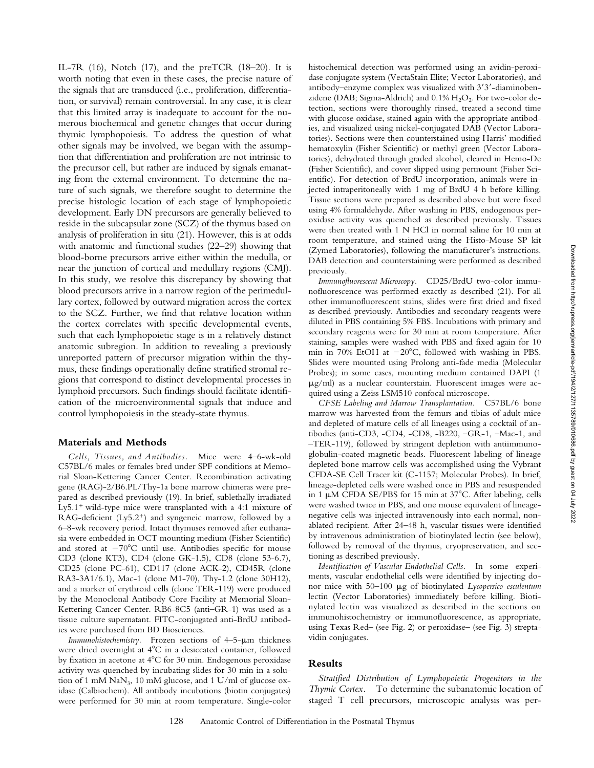IL-7R (16), Notch (17), and the preTCR (18–20). It is worth noting that even in these cases, the precise nature of the signals that are transduced (i.e., proliferation, differentiation, or survival) remain controversial. In any case, it is clear that this limited array is inadequate to account for the numerous biochemical and genetic changes that occur during thymic lymphopoiesis. To address the question of what other signals may be involved, we began with the assumption that differentiation and proliferation are not intrinsic to the precursor cell, but rather are induced by signals emanating from the external environment. To determine the nature of such signals, we therefore sought to determine the precise histologic location of each stage of lymphopoietic development. Early DN precursors are generally believed to reside in the subcapsular zone (SCZ) of the thymus based on analysis of proliferation in situ (21). However, this is at odds with anatomic and functional studies (22–29) showing that blood-borne precursors arrive either within the medulla, or near the junction of cortical and medullary regions (CMJ). In this study, we resolve this discrepancy by showing that blood precursors arrive in a narrow region of the perimedullary cortex, followed by outward migration across the cortex to the SCZ. Further, we find that relative location within the cortex correlates with specific developmental events, such that each lymphopoietic stage is in a relatively distinct anatomic subregion. In addition to revealing a previously unreported pattern of precursor migration within the thymus, these findings operationally define stratified stromal regions that correspond to distinct developmental processes in lymphoid precursors. Such findings should facilitate identification of the microenvironmental signals that induce and control lymphopoiesis in the steady-state thymus.

## Materials and Methods

*Cells, Tissues, and Antibodies.* Mice were 4–6-wk-old C57BL/6 males or females bred under SPF conditions at Memorial Sloan-Kettering Cancer Center. Recombination activating gene (RAG)-2/B6.PL/Thy-1a bone marrow chimeras were prepared as described previously (19). In brief, sublethally irradiated $Ly5.1^+$ wild-type mice were transplanted with a 4:1 mixture of RAG-deficient ($Ly5.2^+$) and syngeneic marrow, followed by a 6–8-wk recovery period. Intact thymuses removed after euthanasia were embedded in OCT mounting medium (Fisher Scientific) and stored at −70°C until use. Antibodies specific for mouse CD3 (clone KT3), CD4 (clone GK-1.5), CD8 (clone 53-6.7), CD25 (clone PC-61), CD117 (clone ACK-2), CD45R (clone RA3-3A1/6.1), Mac-1 (clone M1-70), Thy-1.2 (clone 30H12), and a marker of erythroid cells (clone TER-119) were produced by the Monoclonal Antibody Core Facility at Memorial Sloan-Kettering Cancer Center. RB6-8C5 (anti–GR-1) was used as a tissue culture supernatant. FITC-conjugated anti-BrdU antibodies were purchased from BD Biosciences.

*Immunohistochemistry.* Frozen sections of 4–5-μm thickness were dried overnight at 4°C in a desiccated container, followed by fixation in acetone at 4°C for 30 min. Endogenous peroxidase activity was quenched by incubating slides for 30 min in a solution of 1 mM $NaN_3$, 10 mM glucose, and 1 U/ml of glucose oxidase (Calbiochem). All antibody incubations (biotin conjugates) were performed for 30 min at room temperature. Single-color histochemical detection was performed using an avidin-peroxidase conjugate system (VectaStain Elite; Vector Laboratories), and antibody–enzyme complex was visualized with 3′3′-diaminobenzidene (DAB; Sigma-Aldrich) and 0.1% $H_2O_2$. For two-color detection, sections were thoroughly rinsed, treated a second time with glucose oxidase, stained again with the appropriate antibodies, and visualized using nickel-conjugated DAB (Vector Laboratories). Sections were then counterstained using Harris' modified hematoxylin (Fisher Scientific) or methyl green (Vector Laboratories), dehydrated through graded alcohol, cleared in Hemo-De (Fisher Scientific), and cover slipped using permount (Fisher Scientific). For detection of BrdU incorporation, animals were injected intraperitoneally with 1 mg of BrdU 4 h before killing. Tissue sections were prepared as described above but were fixed using 4% formaldehyde. After washing in PBS, endogenous peroxidase activity was quenched as described previously. Tissues were then treated with 1 N HCl in normal saline for 10 min at room temperature, and stained using the Histo-Mouse SP kit (Zymed Laboratories), following the manufacturer's instructions. DAB detection and counterstaining were performed as described previously.

*Immunofluorescent Microscopy.* CD25/BrdU two-color immunofluorescence was performed exactly as described (21). For all other immunofluorescent stains, slides were first dried and fixed as described previously. Antibodies and secondary reagents were diluted in PBS containing 5% FBS. Incubations with primary and secondary reagents were for 30 min at room temperature. After staining, samples were washed with PBS and fixed again for 10 min in 70% EtOH at −20°C, followed with washing in PBS. Slides were mounted using Prolong anti-fade media (Molecular Probes); in some cases, mounting medium contained DAPI (1 μg/ml) as a nuclear counterstain. Fluorescent images were acquired using a Zeiss LSM510 confocal microscope.

*CFSE Labeling and Marrow Transplantation.* C57BL/6 bone marrow was harvested from the femurs and tibias of adult mice and depleted of mature cells of all lineages using a cocktail of antibodies (anti-CD3, -CD4, -CD8, -B220, –GR-1, –Mac-1, and –TER-119), followed by stringent depletion with antiimmunoglobulin-coated magnetic beads. Fluorescent labeling of lineage depleted bone marrow cells was accomplished using the Vybrant CFDA-SE Cell Tracer kit (C-1157; Molecular Probes). In brief, lineage-depleted cells were washed once in PBS and resuspended in 1 μM CFDA SE/PBS for 15 min at 37°C. After labeling, cells were washed twice in PBS, and one mouse equivalent of lineage-negative cells was injected intravenously into each normal, nonablated recipient. After 24–48 h, vascular tissues were identified by intravenous administration of biotinylated lectin (see below), followed by removal of the thymus, cryopreservation, and sectioning as described previously.

*Identification of Vascular Endothelial Cells.* In some experiments, vascular endothelial cells were identified by injecting donor mice with 50–100 μg of biotinylated *Lycopersico esculentum* lectin (Vector Laboratories) immediately before killing. Biotinylated lectin was visualized as described in the sections on immunohistochemistry or immunofluorescence, as appropriate, using Texas Red– (see Fig. 2) or peroxidase– (see Fig. 3) streptavidin conjugates.

## Results

*Stratified Distribution of Lymphopoietic Progenitors in the Thymic Cortex.* To determine the subanatomic location of staged T cell precursors, microscopic analysis was per-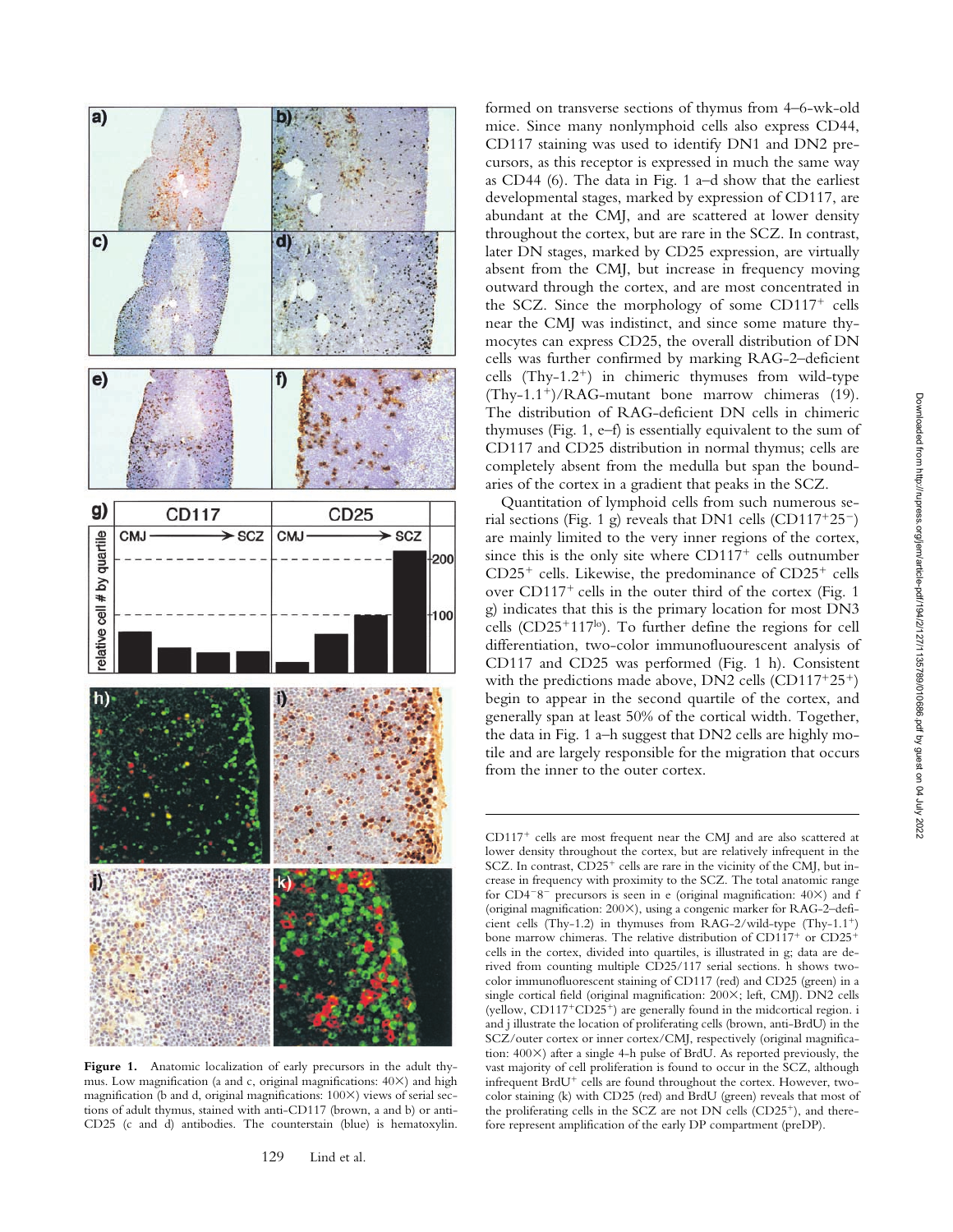formed on transverse sections of thymus from 4–6-wk-old mice. Since many nonlymphoid cells also express CD44, CD117 staining was used to identify DN1 and DN2 precursors, as this receptor is expressed in much the same way as CD44 (6). The data in Fig. 1 a–d show that the earliest developmental stages, marked by expression of CD117, are abundant at the CMJ, and are scattered at lower density throughout the cortex, but are rare in the SCZ. In contrast, later DN stages, marked by CD25 expression, are virtually absent from the CMJ, but increase in frequency moving outward through the cortex, and are most concentrated in the SCZ. Since the morphology of some $CD117^+$ cells near the CMJ was indistinct, and since some mature thymocytes can express CD25, the overall distribution of DN cells was further confirmed by marking RAG-2–deficient cells (Thy-$1.2^+$) in chimeric thymuses from wild-type (Thy-$1.1^+$)/RAG-mutant bone marrow chimeras (19). The distribution of RAG-deficient DN cells in chimeric thymuses (Fig. 1, e–f) is essentially equivalent to the sum of CD117 and CD25 distribution in normal thymus; cells are completely absent from the medulla but span the boundaries of the cortex in a gradient that peaks in the SCZ.

Quantitation of lymphoid cells from such numerous serial sections (Fig. 1 g) reveals that DN1 cells ($CD117^+25^-$) are mainly limited to the very inner regions of the cortex, since this is the only site where $CD117^+$ cells outnumber $CD25^+$ cells. Likewise, the predominance of $CD25^+$ cells over $CD117^+$ cells in the outer third of the cortex (Fig. 1 g) indicates that this is the primary location for most DN3 cells ($CD25^+117^{lo}$). To further define the regions for cell differentiation, two-color immunofluourescent analysis of CD117 and CD25 was performed (Fig. 1 h). Consistent with the predictions made above, DN2 cells ($CD117^+25^+$) begin to appear in the second quartile of the cortex, and generally span at least 50% of the cortical width. Together, the data in Fig. 1 a–h suggest that DN2 cells are highly motile and are largely responsible for the migration that occurs from the inner to the outer cortex.

**Figure 1.** Anatomic localization of early precursors in the adult thymus. Low magnification (a and c, original magnifications: 40×) and high magnification (b and d, original magnifications: 100×) views of serial sections of adult thymus, stained with anti-CD117 (brown, a and b) or anti-CD25 (c and d) antibodies. The counterstain (blue) is hematoxylin. $CD117^+$ cells are most frequent near the CMJ and are also scattered at lower density throughout the cortex, but are relatively infrequent in the SCZ. In contrast, $CD25^+$ cells are rare in the vicinity of the CMJ, but increase in frequency with proximity to the SCZ. The total anatomic range for $CD4^-8^-$ precursors is seen in e (original magnification: 40×) and f (original magnification: 200×), using a congenic marker for RAG-2–deficient cells (Thy-1.2) in thymuses from RAG-2/wild-type (Thy-$1.1^+$) bone marrow chimeras. The relative distribution of $CD117^+$ or $CD25^+$ cells in the cortex, divided into quartiles, is illustrated in g; data are derived from counting multiple CD25/117 serial sections. h shows two-color immunofluorescent staining of CD117 (red) and CD25 (green) in a single cortical field (original magnification: 200×; left, CMJ). DN2 cells (yellow, $CD117^+CD25^+$) are generally found in the midcortical region. i and j illustrate the location of proliferating cells (brown, anti-BrdU) in the SCZ/outer cortex or inner cortex/CMJ, respectively (original magnification: 400×) after a single 4-h pulse of BrdU. As reported previously, the vast majority of cell proliferation is found to occur in the SCZ, although infrequent $BrdU^+$ cells are found throughout the cortex. However, two-color staining (k) with CD25 (red) and BrdU (green) reveals that most of the proliferating cells in the SCZ are not DN cells ($CD25^+$), and therefore represent amplification of the early DP compartment (preDP).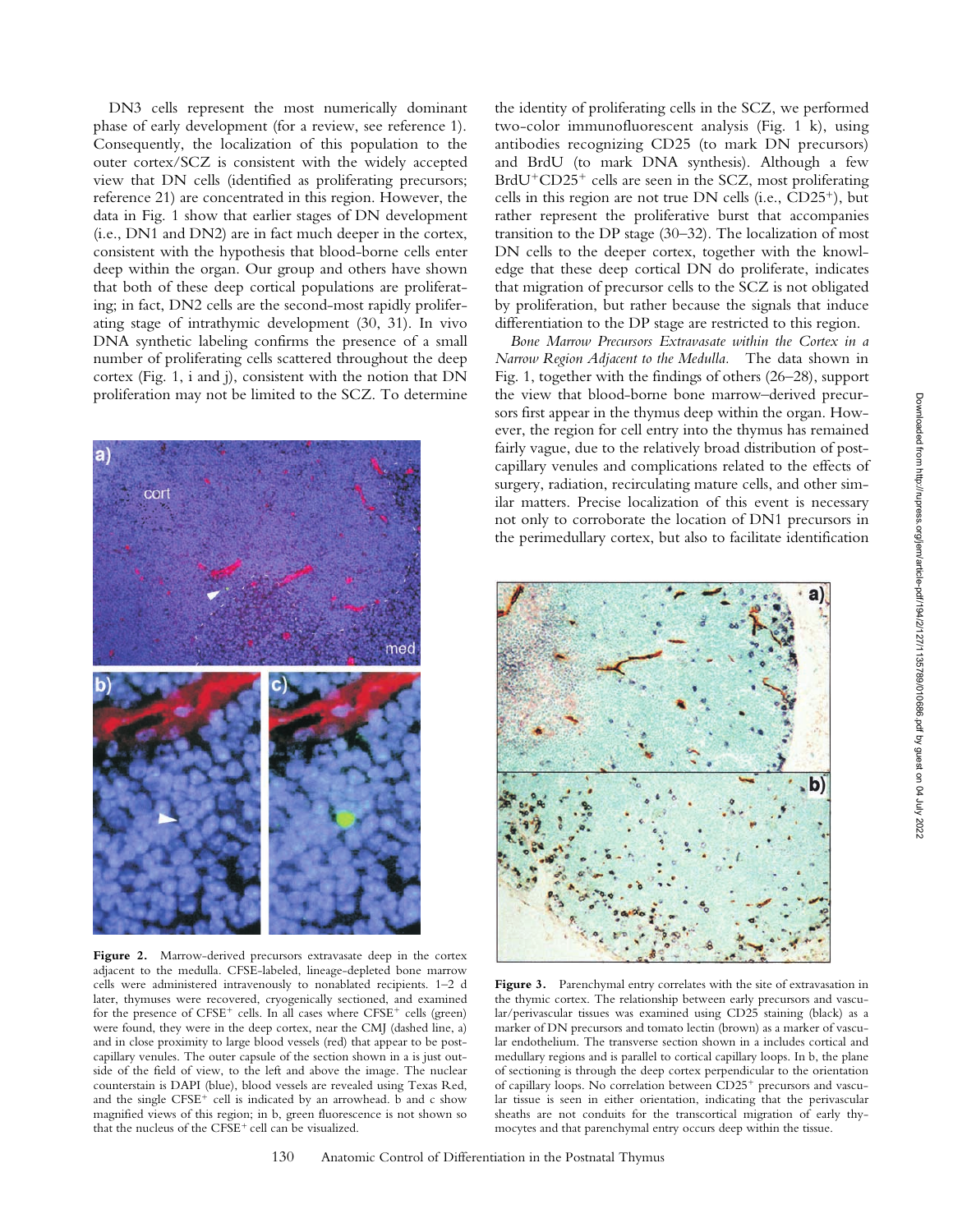DN3 cells represent the most numerically dominant phase of early development (for a review, see reference 1). Consequently, the localization of this population to the outer cortex/SCZ is consistent with the widely accepted view that DN cells (identified as proliferating precursors; reference 21) are concentrated in this region. However, the data in Fig. 1 show that earlier stages of DN development (i.e., DN1 and DN2) are in fact much deeper in the cortex, consistent with the hypothesis that blood-borne cells enter deep within the organ. Our group and others have shown that both of these deep cortical populations are proliferating; in fact, DN2 cells are the second-most rapidly proliferating stage of intrathymic development (30, 31). In vivo DNA synthetic labeling confirms the presence of a small number of proliferating cells scattered throughout the deep cortex (Fig. 1, i and j), consistent with the notion that DN proliferation may not be limited to the SCZ. To determine the identity of proliferating cells in the SCZ, we performed two-color immunofluorescent analysis (Fig. 1 k), using antibodies recognizing CD25 (to mark DN precursors) and BrdU (to mark DNA synthesis). Although a few $BrdU^+CD25^+$ cells are seen in the SCZ, most proliferating cells in this region are not true DN cells (i.e., $CD25^+$), but rather represent the proliferative burst that accompanies transition to the DP stage (30–32). The localization of most DN cells to the deeper cortex, together with the knowledge that these deep cortical DN do proliferate, indicates that migration of precursor cells to the SCZ is not obligated by proliferation, but rather because the signals that induce differentiation to the DP stage are restricted to this region.

*Bone Marrow Precursors Extravasate within the Cortex in a Narrow Region Adjacent to the Medulla.* The data shown in Fig. 1, together with the findings of others (26–28), support the view that blood-borne bone marrow–derived precursors first appear in the thymus deep within the organ. However, the region for cell entry into the thymus has remained fairly vague, due to the relatively broad distribution of postcapillary venules and complications related to the effects of surgery, radiation, recirculating mature cells, and other similar matters. Precise localization of this event is necessary not only to corroborate the location of DN1 precursors in the perimedullary cortex, but also to facilitate identification

**Figure 2.** Marrow-derived precursors extravasate deep in the cortex adjacent to the medulla. CFSE-labeled, lineage-depleted bone marrow cells were administered intravenously to nonablated recipients. 1–2 d later, thymuses were recovered, cryogenically sectioned, and examined for the presence of $CFSE^+$ cells. In all cases where $CFSE^+$ cells (green) were found, they were in the deep cortex, near the CMJ (dashed line, a) and in close proximity to large blood vessels (red) that appear to be postcapillary venules. The outer capsule of the section shown in a is just outside of the field of view, to the left and above the image. The nuclear counterstain is DAPI (blue), blood vessels are revealed using Texas Red, and the single $CFSE^+$ cell is indicated by an arrowhead. b and c show magnified views of this region; in b, green fluorescence is not shown so that the nucleus of the $CFSE^+$ cell can be visualized.

**Figure 3.** Parenchymal entry correlates with the site of extravasation in the thymic cortex. The relationship between early precursors and vascular/perivascular tissues was examined using CD25 staining (black) as a marker of DN precursors and tomato lectin (brown) as a marker of vascular endothelium. The transverse section shown in a includes cortical and medullary regions and is parallel to cortical capillary loops. In b, the plane of sectioning is through the deep cortex perpendicular to the orientation of capillary loops. No correlation between $CD25^+$ precursors and vascular tissue is seen in either orientation, indicating that the perivascular sheaths are not conduits for the transcortical migration of early thymocytes and that parenchymal entry occurs deep within the tissue.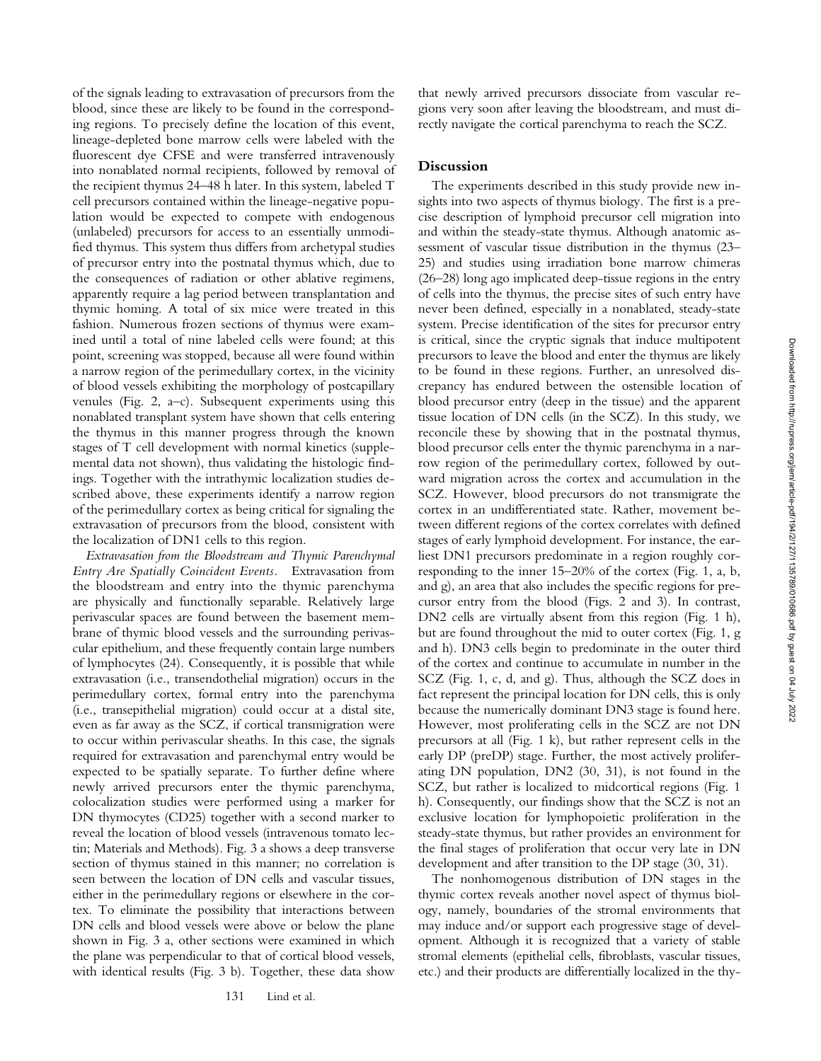of the signals leading to extravasation of precursors from the blood, since these are likely to be found in the corresponding regions. To precisely define the location of this event, lineage-depleted bone marrow cells were labeled with the fluorescent dye CFSE and were transferred intravenously into nonablated normal recipients, followed by removal of the recipient thymus 24–48 h later. In this system, labeled T cell precursors contained within the lineage-negative population would be expected to compete with endogenous (unlabeled) precursors for access to an essentially unmodified thymus. This system thus differs from archetypal studies of precursor entry into the postnatal thymus which, due to the consequences of radiation or other ablative regimens, apparently require a lag period between transplantation and thymic homing. A total of six mice were treated in this fashion. Numerous frozen sections of thymus were examined until a total of nine labeled cells were found; at this point, screening was stopped, because all were found within a narrow region of the perimedullary cortex, in the vicinity of blood vessels exhibiting the morphology of postcapillary venules (Fig. 2, a–c). Subsequent experiments using this nonablated transplant system have shown that cells entering the thymus in this manner progress through the known stages of T cell development with normal kinetics (supplemental data not shown), thus validating the histologic findings. Together with the intrathymic localization studies described above, these experiments identify a narrow region of the perimedullary cortex as being critical for signaling the extravasation of precursors from the blood, consistent with the localization of DN1 cells to this region.

*Extravasation from the Bloodstream and Thymic Parenchymal Entry Are Spatially Coincident Events.* Extravasation from the bloodstream and entry into the thymic parenchyma are physically and functionally separable. Relatively large perivascular spaces are found between the basement membrane of thymic blood vessels and the surrounding perivascular epithelium, and these frequently contain large numbers of lymphocytes (24). Consequently, it is possible that while extravasation (i.e., transendothelial migration) occurs in the perimedullary cortex, formal entry into the parenchyma (i.e., transepithelial migration) could occur at a distal site, even as far away as the SCZ, if cortical transmigration were to occur within perivascular sheaths. In this case, the signals required for extravasation and parenchymal entry would be expected to be spatially separate. To further define where newly arrived precursors enter the thymic parenchyma, colocalization studies were performed using a marker for DN thymocytes (CD25) together with a second marker to reveal the location of blood vessels (intravenous tomato lectin; Materials and Methods). Fig. 3 a shows a deep transverse section of thymus stained in this manner; no correlation is seen between the location of DN cells and vascular tissues, either in the perimedullary regions or elsewhere in the cortex. To eliminate the possibility that interactions between DN cells and blood vessels were above or below the plane shown in Fig. 3 a, other sections were examined in which the plane was perpendicular to that of cortical blood vessels, with identical results (Fig. 3 b). Together, these data show that newly arrived precursors dissociate from vascular regions very soon after leaving the bloodstream, and must directly navigate the cortical parenchyma to reach the SCZ.

## Discussion

The experiments described in this study provide new insights into two aspects of thymus biology. The first is a precise description of lymphoid precursor cell migration into and within the steady-state thymus. Although anatomic assessment of vascular tissue distribution in the thymus (23–25) and studies using irradiation bone marrow chimeras (26–28) long ago implicated deep-tissue regions in the entry of cells into the thymus, the precise sites of such entry have never been defined, especially in a nonablated, steady-state system. Precise identification of the sites for precursor entry is critical, since the cryptic signals that induce multipotent precursors to leave the blood and enter the thymus are likely to be found in these regions. Further, an unresolved discrepancy has endured between the ostensible location of blood precursor entry (deep in the tissue) and the apparent tissue location of DN cells (in the SCZ). In this study, we reconcile these by showing that in the postnatal thymus, blood precursor cells enter the thymic parenchyma in a narrow region of the perimedullary cortex, followed by outward migration across the cortex and accumulation in the SCZ. However, blood precursors do not transmigrate the cortex in an undifferentiated state. Rather, movement between different regions of the cortex correlates with defined stages of early lymphoid development. For instance, the earliest DN1 precursors predominate in a region roughly corresponding to the inner 15–20% of the cortex (Fig. 1, a, b, and g), an area that also includes the specific regions for precursor entry from the blood (Figs. 2 and 3). In contrast, DN2 cells are virtually absent from this region (Fig. 1 h), but are found throughout the mid to outer cortex (Fig. 1, g and h). DN3 cells begin to predominate in the outer third of the cortex and continue to accumulate in number in the SCZ (Fig. 1, c, d, and g). Thus, although the SCZ does in fact represent the principal location for DN cells, this is only because the numerically dominant DN3 stage is found here. However, most proliferating cells in the SCZ are not DN precursors at all (Fig. 1 k), but rather represent cells in the early DP (preDP) stage. Further, the most actively proliferating DN population, DN2 (30, 31), is not found in the SCZ, but rather is localized to midcortical regions (Fig. 1 h). Consequently, our findings show that the SCZ is not an exclusive location for lymphopoietic proliferation in the steady-state thymus, but rather provides an environment for the final stages of proliferation that occur very late in DN development and after transition to the DP stage (30, 31).

The nonhomogenous distribution of DN stages in the thymic cortex reveals another novel aspect of thymus biology, namely, boundaries of the stromal environments that may induce and/or support each progressive stage of development. Although it is recognized that a variety of stable stromal elements (epithelial cells, fibroblasts, vascular tissues, etc.) and their products are differentially localized in the thy-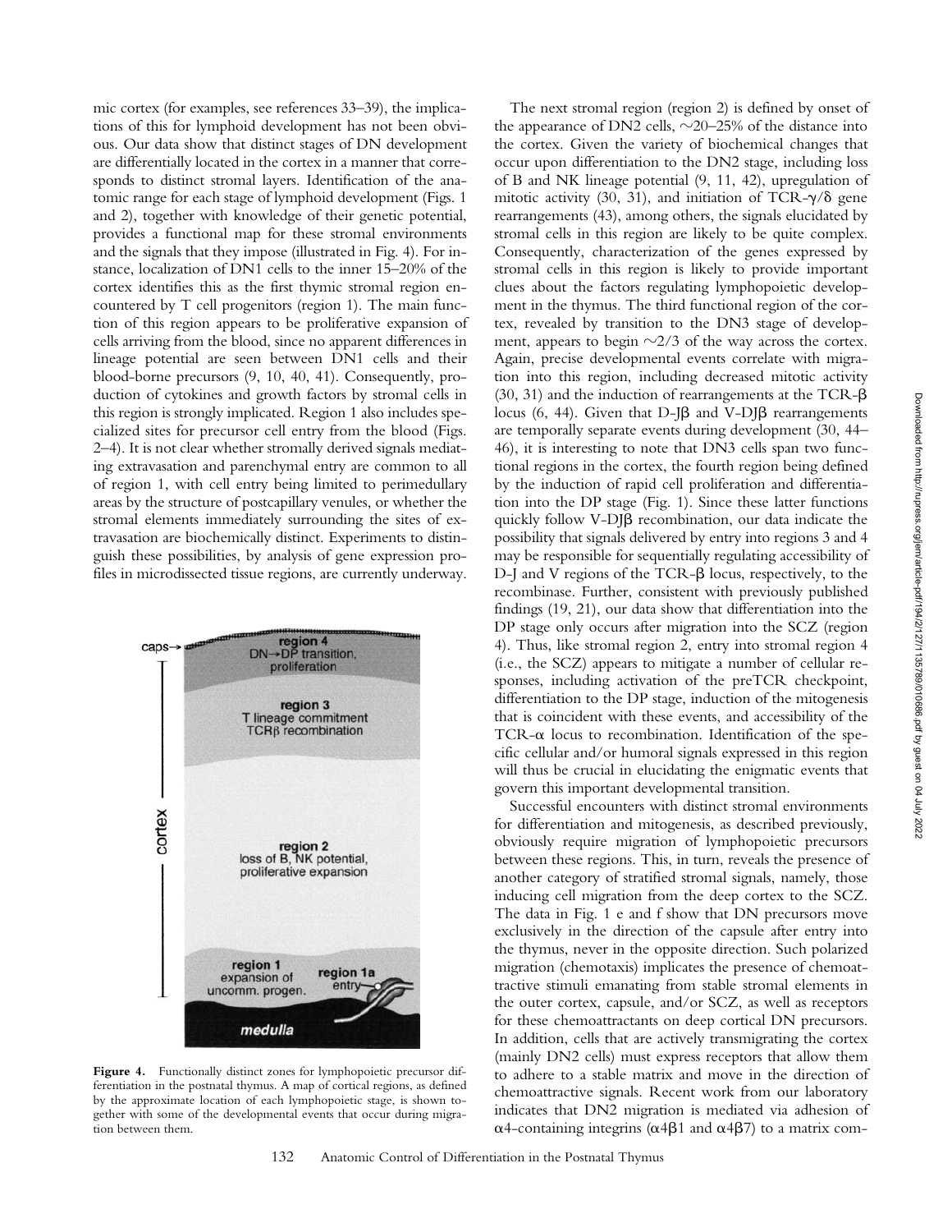mic cortex (for examples, see references 33–39), the implications of this for lymphoid development has not been obvious. Our data show that distinct stages of DN development are differentially located in the cortex in a manner that corresponds to distinct stromal layers. Identification of the anatomic range for each stage of lymphoid development (Figs. 1 and 2), together with knowledge of their genetic potential, provides a functional map for these stromal environments and the signals that they impose (illustrated in Fig. 4). For instance, localization of DN1 cells to the inner 15–20% of the cortex identifies this as the first thymic stromal region encountered by T cell progenitors (region 1). The main function of this region appears to be proliferative expansion of cells arriving from the blood, since no apparent differences in lineage potential are seen between DN1 cells and their blood-borne precursors (9, 10, 40, 41). Consequently, production of cytokines and growth factors by stromal cells in this region is strongly implicated. Region 1 also includes specialized sites for precursor cell entry from the blood (Figs. 2–4). It is not clear whether stromally derived signals mediating extravasation and parenchymal entry are common to all of region 1, with cell entry being limited to perimedullary areas by the structure of postcapillary venules, or whether the stromal elements immediately surrounding the sites of extravasation are biochemically distinct. Experiments to distinguish these possibilities, by analysis of gene expression profiles in microdissected tissue regions, are currently underway.

**Figure 4.** Functionally distinct zones for lymphopoietic precursor differentiation in the postnatal thymus. A map of cortical regions, as defined by the approximate location of each lymphopoietic stage, is shown together with some of the developmental events that occur during migration between them.

The next stromal region (region 2) is defined by onset of the appearance of DN2 cells, ~20–25% of the distance into the cortex. Given the variety of biochemical changes that occur upon differentiation to the DN2 stage, including loss of B and NK lineage potential (9, 11, 42), upregulation of mitotic activity (30, 31), and initiation of TCR-$\gamma/\delta$ gene rearrangements (43), among others, the signals elucidated by stromal cells in this region are likely to be quite complex. Consequently, characterization of the genes expressed by stromal cells in this region is likely to provide important clues about the factors regulating lymphopoietic development in the thymus. The third functional region of the cortex, revealed by transition to the DN3 stage of development, appears to begin ~2/3 of the way across the cortex. Again, precise developmental events correlate with migration into this region, including decreased mitotic activity (30, 31) and the induction of rearrangements at the TCR-$\beta$ locus (6, 44). Given that D-J$\beta$ and V-DJ$\beta$ rearrangements are temporally separate events during development (30, 44–46), it is interesting to note that DN3 cells span two functional regions in the cortex, the fourth region being defined by the induction of rapid cell proliferation and differentiation into the DP stage (Fig. 1). Since these latter functions quickly follow V-DJ$\beta$ recombination, our data indicate the possibility that signals delivered by entry into regions 3 and 4 may be responsible for sequentially regulating accessibility of D-J and V regions of the TCR-$\beta$ locus, respectively, to the recombinase. Further, consistent with previously published findings (19, 21), our data show that differentiation into the DP stage only occurs after migration into the SCZ (region 4). Thus, like stromal region 2, entry into stromal region 4 (i.e., the SCZ) appears to mitigate a number of cellular responses, including activation of the preTCR checkpoint, differentiation to the DP stage, induction of the mitogenesis that is coincident with these events, and accessibility of the TCR-$\alpha$ locus to recombination. Identification of the specific cellular and/or humoral signals expressed in this region will thus be crucial in elucidating the enigmatic events that govern this important developmental transition.

Successful encounters with distinct stromal environments for differentiation and mitogenesis, as described previously, obviously require migration of lymphopoietic precursors between these regions. This, in turn, reveals the presence of another category of stratified stromal signals, namely, those inducing cell migration from the deep cortex to the SCZ. The data in Fig. 1 e and f show that DN precursors move exclusively in the direction of the capsule after entry into the thymus, never in the opposite direction. Such polarized migration (chemotaxis) implicates the presence of chemoattractive stimuli emanating from stable stromal elements in the outer cortex, capsule, and/or SCZ, as well as receptors for these chemoattractants on deep cortical DN precursors. In addition, cells that are actively transmigrating the cortex (mainly DN2 cells) must express receptors that allow them to adhere to a stable matrix and move in the direction of chemoattractive signals. Recent work from our laboratory indicates that DN2 migration is mediated via adhesion of $\alpha4$-containing integrins ($\alpha4\beta1$ and $\alpha4\beta7$) to a matrix com-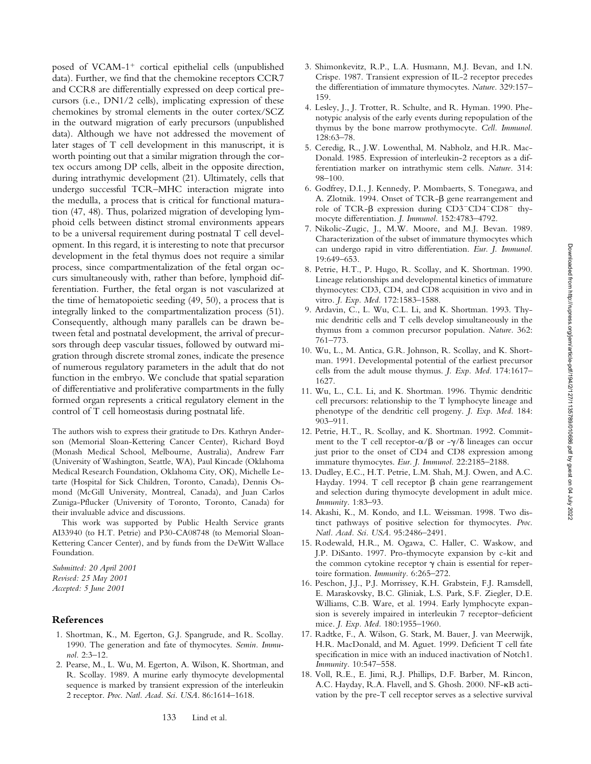posed of VCAM-1$^+$ cortical epithelial cells (unpublished data). Further, we find that the chemokine receptors CCR7 and CCR8 are differentially expressed on deep cortical precursors (i.e., DN1/2 cells), implicating expression of these chemokines by stromal elements in the outer cortex/SCZ in the outward migration of early precursors (unpublished data). Although we have not addressed the movement of later stages of T cell development in this manuscript, it is worth pointing out that a similar migration through the cortex occurs among DP cells, albeit in the opposite direction, during intrathymic development (21). Ultimately, cells that undergo successful TCR–MHC interaction migrate into the medulla, a process that is critical for functional maturation (47, 48). Thus, polarized migration of developing lymphoid cells between distinct stromal environments appears to be a universal requirement during postnatal T cell development. In this regard, it is interesting to note that precursor development in the fetal thymus does not require a similar process, since compartmentalization of the fetal organ occurs simultaneously with, rather than before, lymphoid differentiation. Further, the fetal organ is not vascularized at the time of hematopoietic seeding (49, 50), a process that is integrally linked to the compartmentalization process (51). Consequently, although many parallels can be drawn between fetal and postnatal development, the arrival of precursors through deep vascular tissues, followed by outward migration through discrete stromal zones, indicate the presence of numerous regulatory parameters in the adult that do not function in the embryo. We conclude that spatial separation of differentiative and proliferative compartments in the fully formed organ represents a critical regulatory element in the control of T cell homeostasis during postnatal life.

The authors wish to express their gratitude to Drs. Kathryn Anderson (Memorial Sloan-Kettering Cancer Center), Richard Boyd (Monash Medical School, Melbourne, Australia), Andrew Farr (University of Washington, Seattle, WA), Paul Kincade (Oklahoma Medical Research Foundation, Oklahoma City, OK), Michelle Letarte (Hospital for Sick Children, Toronto, Canada), Dennis Osmond (McGill University, Montreal, Canada), and Juan Carlos Zuniga-Pflucker (University of Toronto, Toronto, Canada) for their invaluable advice and discussions.

This work was supported by Public Health Service grants AI33940 (to H.T. Petrie) and P30-CA08748 (to Memorial Sloan-Kettering Cancer Center), and by funds from the DeWitt Wallace Foundation.

*Submitted: 20 April 2001*
*Revised: 25 May 2001*
*Accepted: 5 June 2001*

## References

1. Shortman, K., M. Egerton, G.J. Spangrude, and R. Scollay. 1990. The generation and fate of thymocytes. *Semin. Immunol.* 2:3–12.
2. Pearse, M., L. Wu, M. Egerton, A. Wilson, K. Shortman, and R. Scollay. 1989. A murine early thymocyte developmental sequence is marked by transient expression of the interleukin 2 receptor. *Proc. Natl. Acad. Sci. USA.* 86:1614–1618.
3. Shimonkevitz, R.P., L.A. Husmann, M.J. Bevan, and I.N. Crispe. 1987. Transient expression of IL-2 receptor precedes the differentiation of immature thymocytes. *Nature.* 329:157–159.
4. Lesley, J., J. Trotter, R. Schulte, and R. Hyman. 1990. Phenotypic analysis of the early events during repopulation of the thymus by the bone marrow prothymocyte. *Cell. Immunol.* 128:63–78.
5. Ceredig, R., J.W. Lowenthal, M. Nabholz, and H.R. MacDonald. 1985. Expression of interleukin-2 receptors as a differentiation marker on intrathymic stem cells. *Nature.* 314:98–100.
6. Godfrey, D.I., J. Kennedy, P. Mombaerts, S. Tonegawa, and A. Zlotnik. 1994. Onset of TCR-β gene rearrangement and role of TCR-β expression during CD3$^-$CD4$^-$CD8$^-$ thymocyte differentiation. *J. Immunol.* 152:4783–4792.
7. Nikolic-Zugic, J., M.W. Moore, and M.J. Bevan. 1989. Characterization of the subset of immature thymocytes which can undergo rapid in vitro differentiation. *Eur. J. Immunol.* 19:649–653.
8. Petrie, H.T., P. Hugo, R. Scollay, and K. Shortman. 1990. Lineage relationships and developmental kinetics of immature thymocytes: CD3, CD4, and CD8 acquisition in vivo and in vitro. *J. Exp. Med.* 172:1583–1588.
9. Ardavin, C., L. Wu, C.L. Li, and K. Shortman. 1993. Thymic dendritic cells and T cells develop simultaneously in the thymus from a common precursor population. *Nature.* 362:761–773.
10. Wu, L., M. Antica, G.R. Johnson, R. Scollay, and K. Shortman. 1991. Developmental potential of the earliest precursor cells from the adult mouse thymus. *J. Exp. Med.* 174:1617–1627.
11. Wu, L., C.L. Li, and K. Shortman. 1996. Thymic dendritic cell precursors: relationship to the T lymphocyte lineage and phenotype of the dendritic cell progeny. *J. Exp. Med.* 184:903–911.
12. Petrie, H.T., R. Scollay, and K. Shortman. 1992. Commitment to the T cell receptor-α/β or -γ/δ lineages can occur just prior to the onset of CD4 and CD8 expression among immature thymocytes. *Eur. J. Immunol.* 22:2185–2188.
13. Dudley, E.C., H.T. Petrie, L.M. Shah, M.J. Owen, and A.C. Hayday. 1994. T cell receptor β chain gene rearrangement and selection during thymocyte development in adult mice. *Immunity.* 1:83–93.
14. Akashi, K., M. Kondo, and I.L. Weissman. 1998. Two distinct pathways of positive selection for thymocytes. *Proc. Natl. Acad. Sci. USA.* 95:2486–2491.
15. Rodewald, H.R., M. Ogawa, C. Haller, C. Waskow, and J.P. DiSanto. 1997. Pro-thymocyte expansion by c-kit and the common cytokine receptor γ chain is essential for repertoire formation. *Immunity.* 6:265–272.
16. Peschon, J.J., P.J. Morrissey, K.H. Grabstein, F.J. Ramsdell, E. Maraskovsky, B.C. Gliniak, L.S. Park, S.F. Ziegler, D.E. Williams, C.B. Ware, et al. 1994. Early lymphocyte expansion is severely impaired in interleukin 7 receptor–deficient mice. *J. Exp. Med.* 180:1955–1960.
17. Radtke, F., A. Wilson, G. Stark, M. Bauer, J. van Meerwijk, H.R. MacDonald, and M. Aguet. 1999. Deficient T cell fate specification in mice with an induced inactivation of Notch1. *Immunity.* 10:547–558.
18. Voll, R.E., E. Jimi, R.J. Phillips, D.F. Barber, M. Rincon, A.C. Hayday, R.A. Flavell, and S. Ghosh. 2000. NF-κB activation by the pre-T cell receptor serves as a selective survival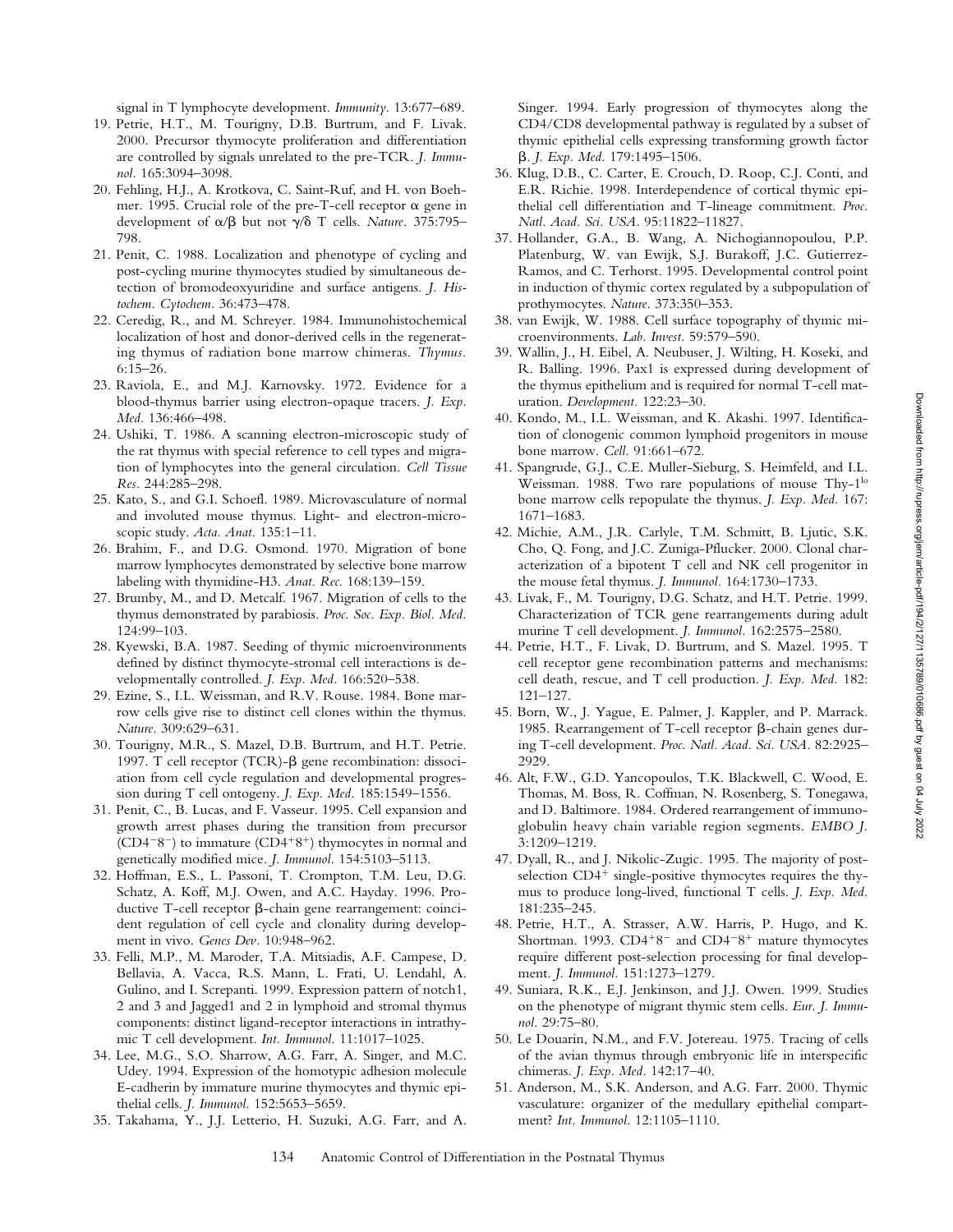signal in T lymphocyte development. *Immunity.* 13:677–689.

19. Petrie, H.T., M. Tourigny, D.B. Burtrum, and F. Livak. 2000. Precursor thymocyte proliferation and differentiation are controlled by signals unrelated to the pre-TCR. *J. Immunol.* 165:3094–3098.
20. Fehling, H.J., A. Krotkova, C. Saint-Ruf, and H. von Boehmer. 1995. Crucial role of the pre-T-cell receptor α gene in development of α/β but not γ/δ T cells. *Nature.* 375:795–798.
21. Penit, C. 1988. Localization and phenotype of cycling and post-cycling murine thymocytes studied by simultaneous detection of bromodeoxyuridine and surface antigens. *J. Histochem. Cytochem.* 36:473–478.
22. Ceredig, R., and M. Schreyer. 1984. Immunohistochemical localization of host and donor-derived cells in the regenerating thymus of radiation bone marrow chimeras. *Thymus.* 6:15–26.
23. Raviola, E., and M.J. Karnovsky. 1972. Evidence for a blood-thymus barrier using electron-opaque tracers. *J. Exp. Med.* 136:466–498.
24. Ushiki, T. 1986. A scanning electron-microscopic study of the rat thymus with special reference to cell types and migration of lymphocytes into the general circulation. *Cell Tissue Res.* 244:285–298.
25. Kato, S., and G.I. Schoefl. 1989. Microvasculature of normal and involuted mouse thymus. Light- and electron-microscopic study. *Acta. Anat.* 135:1–11.
26. Brahim, F., and D.G. Osmond. 1970. Migration of bone marrow lymphocytes demonstrated by selective bone marrow labeling with thymidine-H3. *Anat. Rec.* 168:139–159.
27. Brumby, M., and D. Metcalf. 1967. Migration of cells to the thymus demonstrated by parabiosis. *Proc. Soc. Exp. Biol. Med.* 124:99–103.
28. Kyewski, B.A. 1987. Seeding of thymic microenvironments defined by distinct thymocyte-stromal cell interactions is developmentally controlled. *J. Exp. Med.* 166:520–538.
29. Ezine, S., I.L. Weissman, and R.V. Rouse. 1984. Bone marrow cells give rise to distinct cell clones within the thymus. *Nature.* 309:629–631.
30. Tourigny, M.R., S. Mazel, D.B. Burtrum, and H.T. Petrie. 1997. T cell receptor (TCR)-β gene recombination: dissociation from cell cycle regulation and developmental progression during T cell ontogeny. *J. Exp. Med.* 185:1549–1556.
31. Penit, C., B. Lucas, and F. Vasseur. 1995. Cell expansion and growth arrest phases during the transition from precursor ($CD4^-8^-$) to immature ($CD4^+8^+$) thymocytes in normal and genetically modified mice. *J. Immunol.* 154:5103–5113.
32. Hoffman, E.S., L. Passoni, T. Crompton, T.M. Leu, D.G. Schatz, A. Koff, M.J. Owen, and A.C. Hayday. 1996. Productive T-cell receptor β-chain gene rearrangement: coincident regulation of cell cycle and clonality during development in vivo. *Genes Dev.* 10:948–962.
33. Felli, M.P., M. Maroder, T.A. Mitsiadis, A.F. Campese, D. Bellavia, A. Vacca, R.S. Mann, L. Frati, U. Lendahl, A. Gulino, and I. Screpanti. 1999. Expression pattern of notch1, 2 and 3 and Jagged1 and 2 in lymphoid and stromal thymus components: distinct ligand-receptor interactions in intrathymic T cell development. *Int. Immunol.* 11:1017–1025.
34. Lee, M.G., S.O. Sharrow, A.G. Farr, A. Singer, and M.C. Udey. 1994. Expression of the homotypic adhesion molecule E-cadherin by immature murine thymocytes and thymic epithelial cells. *J. Immunol.* 152:5653–5659.
35. Takahama, Y., J.J. Letterio, H. Suzuki, A.G. Farr, and A. Singer. 1994. Early progression of thymocytes along the CD4/CD8 developmental pathway is regulated by a subset of thymic epithelial cells expressing transforming growth factor β. *J. Exp. Med.* 179:1495–1506.
36. Klug, D.B., C. Carter, E. Crouch, D. Roop, C.J. Conti, and E.R. Richie. 1998. Interdependence of cortical thymic epithelial cell differentiation and T-lineage commitment. *Proc. Natl. Acad. Sci. USA.* 95:11822–11827.
37. Hollander, G.A., B. Wang, A. Nichogiannopoulou, P.P. Platenburg, W. van Ewijk, S.J. Burakoff, J.C. Gutierrez-Ramos, and C. Terhorst. 1995. Developmental control point in induction of thymic cortex regulated by a subpopulation of prothymocytes. *Nature.* 373:350–353.
38. van Ewijk, W. 1988. Cell surface topography of thymic microenvironments. *Lab. Invest.* 59:579–590.
39. Wallin, J., H. Eibel, A. Neubuser, J. Wilting, H. Koseki, and R. Balling. 1996. Pax1 is expressed during development of the thymus epithelium and is required for normal T-cell maturation. *Development.* 122:23–30.
40. Kondo, M., I.L. Weissman, and K. Akashi. 1997. Identification of clonogenic common lymphoid progenitors in mouse bone marrow. *Cell.* 91:661–672.
41. Spangrude, G.J., C.E. Muller-Sieburg, S. Heimfeld, and I.L. Weissman. 1988. Two rare populations of mouse $Thy\text{-}1^{lo}$ bone marrow cells repopulate the thymus. *J. Exp. Med.* 167:1671–1683.
42. Michie, A.M., J.R. Carlyle, T.M. Schmitt, B. Ljutic, S.K. Cho, Q. Fong, and J.C. Zuniga-Pflucker. 2000. Clonal characterization of a bipotent T cell and NK cell progenitor in the mouse fetal thymus. *J. Immunol.* 164:1730–1733.
43. Livak, F., M. Tourigny, D.G. Schatz, and H.T. Petrie. 1999. Characterization of TCR gene rearrangements during adult murine T cell development. *J. Immunol.* 162:2575–2580.
44. Petrie, H.T., F. Livak, D. Burtrum, and S. Mazel. 1995. T cell receptor gene recombination patterns and mechanisms: cell death, rescue, and T cell production. *J. Exp. Med.* 182:121–127.
45. Born, W., J. Yague, E. Palmer, J. Kappler, and P. Marrack. 1985. Rearrangement of T-cell receptor β-chain genes during T-cell development. *Proc. Natl. Acad. Sci. USA.* 82:2925–2929.
46. Alt, F.W., G.D. Yancopoulos, T.K. Blackwell, C. Wood, E. Thomas, M. Boss, R. Coffman, N. Rosenberg, S. Tonegawa, and D. Baltimore. 1984. Ordered rearrangement of immunoglobulin heavy chain variable region segments. *EMBO J.* 3:1209–1219.
47. Dyall, R., and J. Nikolic-Zugic. 1995. The majority of post-selection $CD4^+$ single-positive thymocytes requires the thymus to produce long-lived, functional T cells. *J. Exp. Med.* 181:235–245.
48. Petrie, H.T., A. Strasser, A.W. Harris, P. Hugo, and K. Shortman. 1993. $CD4^+8^-$ and $CD4^-8^+$ mature thymocytes require different post-selection processing for final development. *J. Immunol.* 151:1273–1279.
49. Suniara, R.K., E.J. Jenkinson, and J.J. Owen. 1999. Studies on the phenotype of migrant thymic stem cells. *Eur. J. Immunol.* 29:75–80.
50. Le Douarin, N.M., and F.V. Jotereau. 1975. Tracing of cells of the avian thymus through embryonic life in interspecific chimeras. *J. Exp. Med.* 142:17–40.
51. Anderson, M., S.K. Anderson, and A.G. Farr. 2000. Thymic vasculature: organizer of the medullary epithelial compartment? *Int. Immunol.* 12:1105–1110.